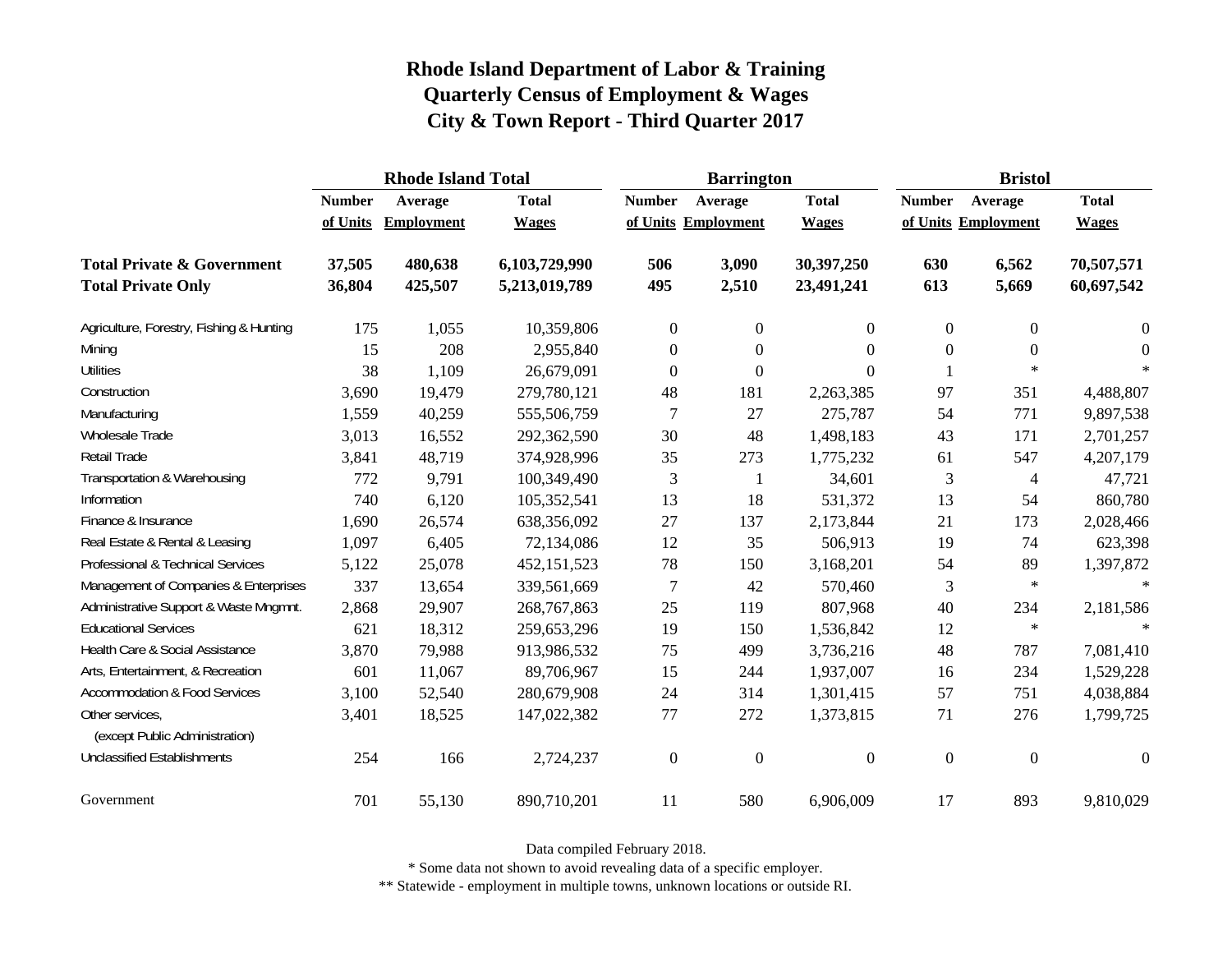# Rhode Island Department of Labor & Training
# Quarterly Census of Employment & Wages
# City & Town Report - Third Quarter 2017

| | Rhode Island Total | | | Barrington | | | Bristol | | |
|---|---|---|---|---|---|---|---|---|---|
| | Number of Units | Average Employment | Total Wages | Number of Units | Average Employment | Total Wages | Number of Units | Average Employment | Total Wages |
| **Total Private & Government** | **37,505** | **480,638** | **6,103,729,990** | **506** | **3,090** | **30,397,250** | **630** | **6,562** | **70,507,571** |
| **Total Private Only** | **36,804** | **425,507** | **5,213,019,789** | **495** | **2,510** | **23,491,241** | **613** | **5,669** | **60,697,542** |
| Agriculture, Forestry, Fishing & Hunting | 175 | 1,055 | 10,359,806 | 0 | 0 | 0 | 0 | 0 | 0 |
| Mining | 15 | 208 | 2,955,840 | 0 | 0 | 0 | 0 | 0 | 0 |
| Utilities | 38 | 1,109 | 26,679,091 | 0 | 0 | 0 | 1 | * | * |
| Construction | 3,690 | 19,479 | 279,780,121 | 48 | 181 | 2,263,385 | 97 | 351 | 4,488,807 |
| Manufacturing | 1,559 | 40,259 | 555,506,759 | 7 | 27 | 275,787 | 54 | 771 | 9,897,538 |
| Wholesale Trade | 3,013 | 16,552 | 292,362,590 | 30 | 48 | 1,498,183 | 43 | 171 | 2,701,257 |
| Retail Trade | 3,841 | 48,719 | 374,928,996 | 35 | 273 | 1,775,232 | 61 | 547 | 4,207,179 |
| Transportation & Warehousing | 772 | 9,791 | 100,349,490 | 3 | 1 | 34,601 | 3 | 4 | 47,721 |
| Information | 740 | 6,120 | 105,352,541 | 13 | 18 | 531,372 | 13 | 54 | 860,780 |
| Finance & Insurance | 1,690 | 26,574 | 638,356,092 | 27 | 137 | 2,173,844 | 21 | 173 | 2,028,466 |
| Real Estate & Rental & Leasing | 1,097 | 6,405 | 72,134,086 | 12 | 35 | 506,913 | 19 | 74 | 623,398 |
| Professional & Technical Services | 5,122 | 25,078 | 452,151,523 | 78 | 150 | 3,168,201 | 54 | 89 | 1,397,872 |
| Management of Companies & Enterprises | 337 | 13,654 | 339,561,669 | 7 | 42 | 570,460 | 3 | * | * |
| Administrative Support & Waste Mngmnt. | 2,868 | 29,907 | 268,767,863 | 25 | 119 | 807,968 | 40 | 234 | 2,181,586 |
| Educational Services | 621 | 18,312 | 259,653,296 | 19 | 150 | 1,536,842 | 12 | * | * |
| Health Care & Social Assistance | 3,870 | 79,988 | 913,986,532 | 75 | 499 | 3,736,216 | 48 | 787 | 7,081,410 |
| Arts, Entertainment, & Recreation | 601 | 11,067 | 89,706,967 | 15 | 244 | 1,937,007 | 16 | 234 | 1,529,228 |
| Accommodation & Food Services | 3,100 | 52,540 | 280,679,908 | 24 | 314 | 1,301,415 | 57 | 751 | 4,038,884 |
| Other services, (except Public Administration) | 3,401 | 18,525 | 147,022,382 | 77 | 272 | 1,373,815 | 71 | 276 | 1,799,725 |
| Unclassified Establishments | 254 | 166 | 2,724,237 | 0 | 0 | 0 | 0 | 0 | 0 |
| Government | 701 | 55,130 | 890,710,201 | 11 | 580 | 6,906,009 | 17 | 893 | 9,810,029 |

Data compiled February 2018.

* Some data not shown to avoid revealing data of a specific employer.

** Statewide - employment in multiple towns, unknown locations or outside RI.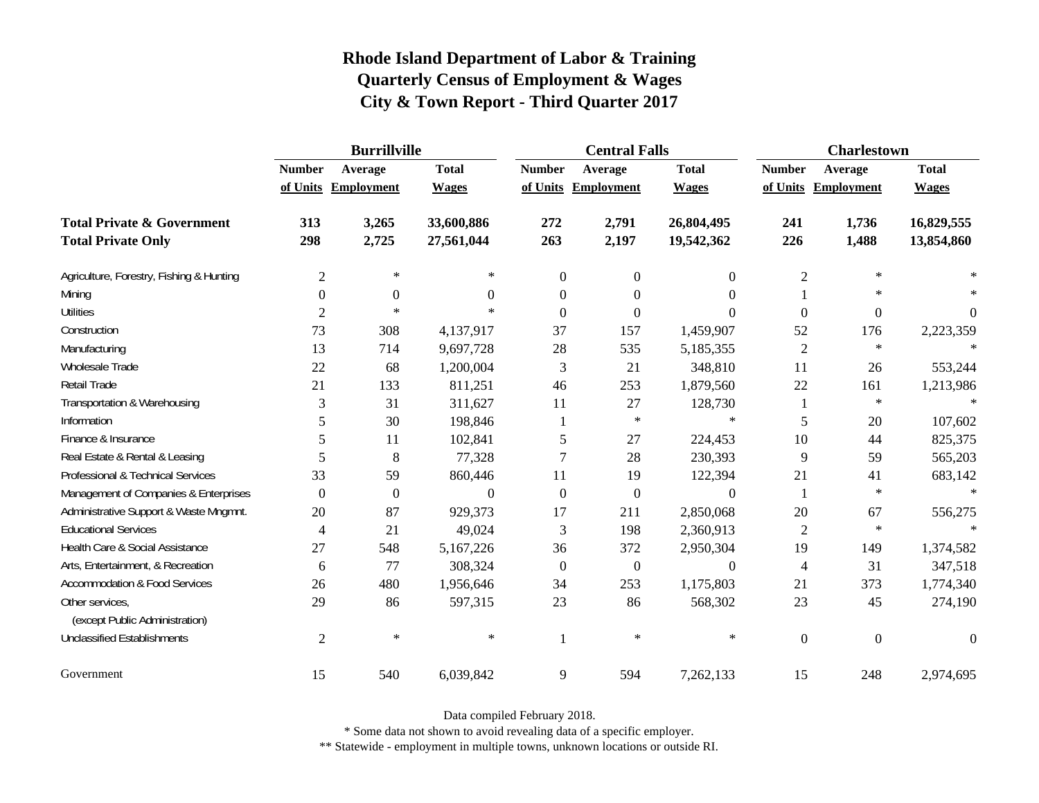# Rhode Island Department of Labor & Training
## Quarterly Census of Employment & Wages
## City & Town Report - Third Quarter 2017

| | Burrillville | | | Central Falls | | | Charlestown | | |
|---|---|---|---|---|---|---|---|---|---|
| | Number of Units | Average Employment | Total Wages | Number of Units | Average Employment | Total Wages | Number of Units | Average Employment | Total Wages |
| **Total Private & Government** | **313** | **3,265** | **33,600,886** | **272** | **2,791** | **26,804,495** | **241** | **1,736** | **16,829,555** |
| **Total Private Only** | **298** | **2,725** | **27,561,044** | **263** | **2,197** | **19,542,362** | **226** | **1,488** | **13,854,860** |
| Agriculture, Forestry, Fishing & Hunting | 2 | * | * | 0 | 0 | 0 | 2 | * | * |
| Mining | 0 | 0 | 0 | 0 | 0 | 0 | 1 | * | * |
| Utilities | 2 | * | * | 0 | 0 | 0 | 0 | 0 | 0 |
| Construction | 73 | 308 | 4,137,917 | 37 | 157 | 1,459,907 | 52 | 176 | 2,223,359 |
| Manufacturing | 13 | 714 | 9,697,728 | 28 | 535 | 5,185,355 | 2 | * | * |
| Wholesale Trade | 22 | 68 | 1,200,004 | 3 | 21 | 348,810 | 11 | 26 | 553,244 |
| Retail Trade | 21 | 133 | 811,251 | 46 | 253 | 1,879,560 | 22 | 161 | 1,213,986 |
| Transportation & Warehousing | 3 | 31 | 311,627 | 11 | 27 | 128,730 | 1 | * | * |
| Information | 5 | 30 | 198,846 | 1 | * | * | 5 | 20 | 107,602 |
| Finance & Insurance | 5 | 11 | 102,841 | 5 | 27 | 224,453 | 10 | 44 | 825,375 |
| Real Estate & Rental & Leasing | 5 | 8 | 77,328 | 7 | 28 | 230,393 | 9 | 59 | 565,203 |
| Professional & Technical Services | 33 | 59 | 860,446 | 11 | 19 | 122,394 | 21 | 41 | 683,142 |
| Management of Companies & Enterprises | 0 | 0 | 0 | 0 | 0 | 0 | 1 | * | * |
| Administrative Support & Waste Mngmnt. | 20 | 87 | 929,373 | 17 | 211 | 2,850,068 | 20 | 67 | 556,275 |
| Educational Services | 4 | 21 | 49,024 | 3 | 198 | 2,360,913 | 2 | * | * |
| Health Care & Social Assistance | 27 | 548 | 5,167,226 | 36 | 372 | 2,950,304 | 19 | 149 | 1,374,582 |
| Arts, Entertainment, & Recreation | 6 | 77 | 308,324 | 0 | 0 | 0 | 4 | 31 | 347,518 |
| Accommodation & Food Services | 26 | 480 | 1,956,646 | 34 | 253 | 1,175,803 | 21 | 373 | 1,774,340 |
| Other services, (except Public Administration) | 29 | 86 | 597,315 | 23 | 86 | 568,302 | 23 | 45 | 274,190 |
| Unclassified Establishments | 2 | * | * | 1 | * | * | 0 | 0 | 0 |
| Government | 15 | 540 | 6,039,842 | 9 | 594 | 7,262,133 | 15 | 248 | 2,974,695 |

Data compiled February 2018.

* Some data not shown to avoid revealing data of a specific employer.

** Statewide - employment in multiple towns, unknown locations or outside RI.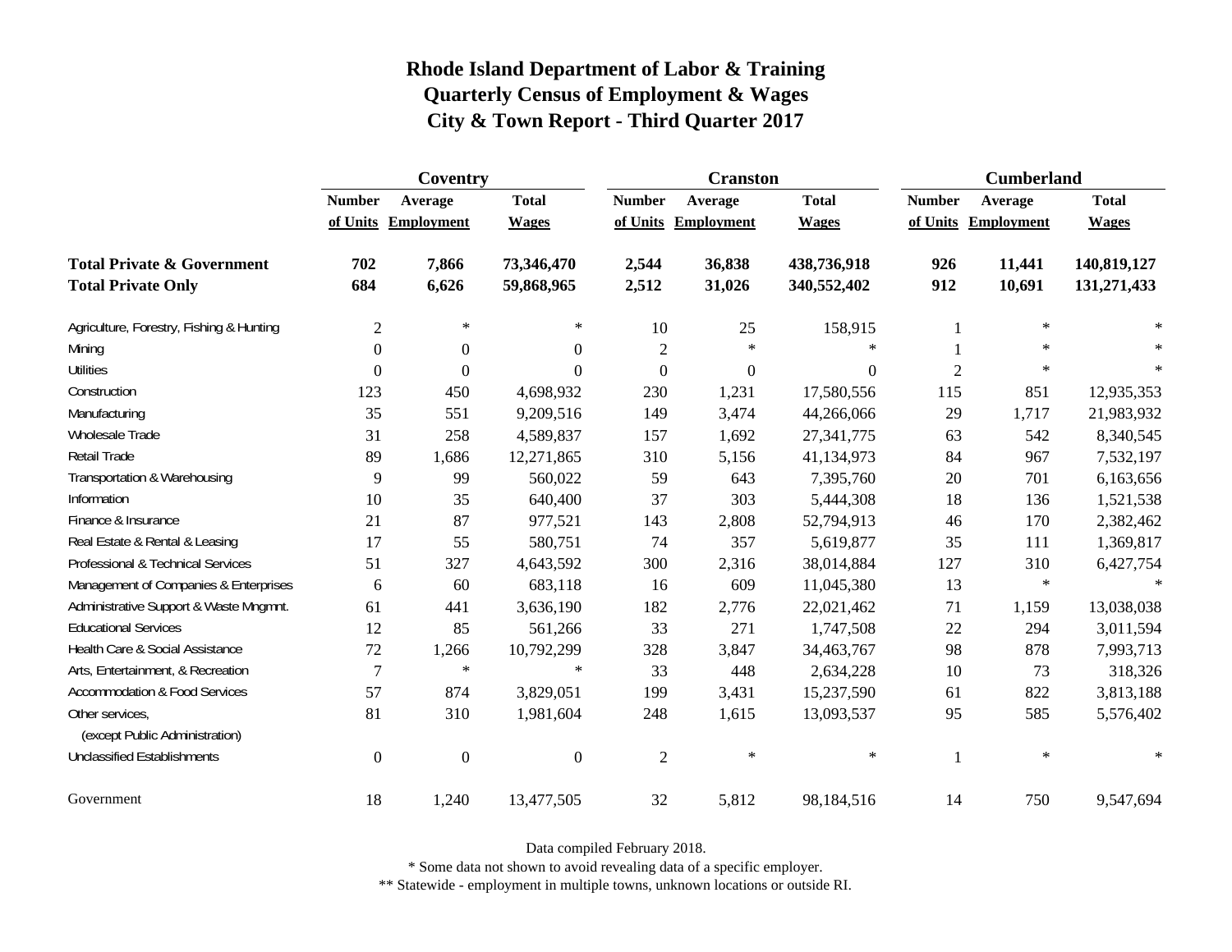# Rhode Island Department of Labor & Training
## Quarterly Census of Employment & Wages
## City & Town Report - Third Quarter 2017

| | Coventry | | | Cranston | | | Cumberland | | |
|---|---|---|---|---|---|---|---|---|---|
| | Number of Units | Average Employment | Total Wages | Number of Units | Average Employment | Total Wages | Number of Units | Average Employment | Total Wages |
| **Total Private & Government** | **702** | **7,866** | **73,346,470** | **2,544** | **36,838** | **438,736,918** | **926** | **11,441** | **140,819,127** |
| **Total Private Only** | **684** | **6,626** | **59,868,965** | **2,512** | **31,026** | **340,552,402** | **912** | **10,691** | **131,271,433** |
| Agriculture, Forestry, Fishing & Hunting | 2 | * | * | 10 | 25 | 158,915 | 1 | * | * |
| Mining | 0 | 0 | 0 | 2 | * | * | 1 | * | * |
| Utilities | 0 | 0 | 0 | 0 | 0 | 0 | 2 | * | * |
| Construction | 123 | 450 | 4,698,932 | 230 | 1,231 | 17,580,556 | 115 | 851 | 12,935,353 |
| Manufacturing | 35 | 551 | 9,209,516 | 149 | 3,474 | 44,266,066 | 29 | 1,717 | 21,983,932 |
| Wholesale Trade | 31 | 258 | 4,589,837 | 157 | 1,692 | 27,341,775 | 63 | 542 | 8,340,545 |
| Retail Trade | 89 | 1,686 | 12,271,865 | 310 | 5,156 | 41,134,973 | 84 | 967 | 7,532,197 |
| Transportation & Warehousing | 9 | 99 | 560,022 | 59 | 643 | 7,395,760 | 20 | 701 | 6,163,656 |
| Information | 10 | 35 | 640,400 | 37 | 303 | 5,444,308 | 18 | 136 | 1,521,538 |
| Finance & Insurance | 21 | 87 | 977,521 | 143 | 2,808 | 52,794,913 | 46 | 170 | 2,382,462 |
| Real Estate & Rental & Leasing | 17 | 55 | 580,751 | 74 | 357 | 5,619,877 | 35 | 111 | 1,369,817 |
| Professional & Technical Services | 51 | 327 | 4,643,592 | 300 | 2,316 | 38,014,884 | 127 | 310 | 6,427,754 |
| Management of Companies & Enterprises | 6 | 60 | 683,118 | 16 | 609 | 11,045,380 | 13 | * | * |
| Administrative Support & Waste Mngmnt. | 61 | 441 | 3,636,190 | 182 | 2,776 | 22,021,462 | 71 | 1,159 | 13,038,038 |
| Educational Services | 12 | 85 | 561,266 | 33 | 271 | 1,747,508 | 22 | 294 | 3,011,594 |
| Health Care & Social Assistance | 72 | 1,266 | 10,792,299 | 328 | 3,847 | 34,463,767 | 98 | 878 | 7,993,713 |
| Arts, Entertainment, & Recreation | 7 | * | * | 33 | 448 | 2,634,228 | 10 | 73 | 318,326 |
| Accommodation & Food Services | 57 | 874 | 3,829,051 | 199 | 3,431 | 15,237,590 | 61 | 822 | 3,813,188 |
| Other services, (except Public Administration) | 81 | 310 | 1,981,604 | 248 | 1,615 | 13,093,537 | 95 | 585 | 5,576,402 |
| Unclassified Establishments | 0 | 0 | 0 | 2 | * | * | 1 | * | * |
| Government | 18 | 1,240 | 13,477,505 | 32 | 5,812 | 98,184,516 | 14 | 750 | 9,547,694 |

Data compiled February 2018.

* Some data not shown to avoid revealing data of a specific employer.

** Statewide - employment in multiple towns, unknown locations or outside RI.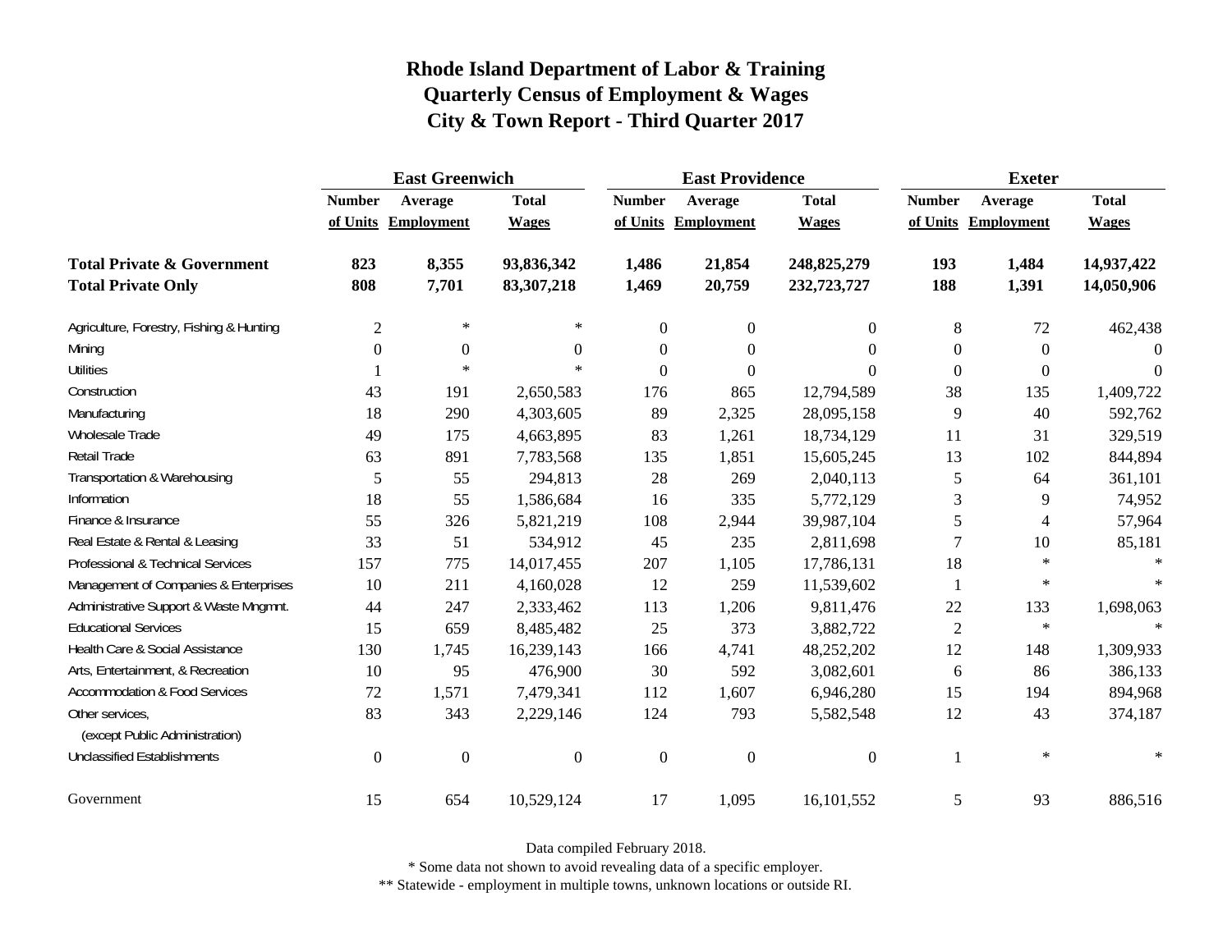# Rhode Island Department of Labor & Training
## Quarterly Census of Employment & Wages
## City & Town Report - Third Quarter 2017

| | East Greenwich | | | East Providence | | | Exeter | | |
|---|---|---|---|---|---|---|---|---|---|
| | Number of Units | Average Employment | Total Wages | Number of Units | Average Employment | Total Wages | Number of Units | Average Employment | Total Wages |
| **Total Private & Government** | **823** | **8,355** | **93,836,342** | **1,486** | **21,854** | **248,825,279** | **193** | **1,484** | **14,937,422** |
| **Total Private Only** | **808** | **7,701** | **83,307,218** | **1,469** | **20,759** | **232,723,727** | **188** | **1,391** | **14,050,906** |
| Agriculture, Forestry, Fishing & Hunting | 2 | * | * | 0 | 0 | 0 | 8 | 72 | 462,438 |
| Mining | 0 | 0 | 0 | 0 | 0 | 0 | 0 | 0 | 0 |
| Utilities | 1 | * | * | 0 | 0 | 0 | 0 | 0 | 0 |
| Construction | 43 | 191 | 2,650,583 | 176 | 865 | 12,794,589 | 38 | 135 | 1,409,722 |
| Manufacturing | 18 | 290 | 4,303,605 | 89 | 2,325 | 28,095,158 | 9 | 40 | 592,762 |
| Wholesale Trade | 49 | 175 | 4,663,895 | 83 | 1,261 | 18,734,129 | 11 | 31 | 329,519 |
| Retail Trade | 63 | 891 | 7,783,568 | 135 | 1,851 | 15,605,245 | 13 | 102 | 844,894 |
| Transportation & Warehousing | 5 | 55 | 294,813 | 28 | 269 | 2,040,113 | 5 | 64 | 361,101 |
| Information | 18 | 55 | 1,586,684 | 16 | 335 | 5,772,129 | 3 | 9 | 74,952 |
| Finance & Insurance | 55 | 326 | 5,821,219 | 108 | 2,944 | 39,987,104 | 5 | 4 | 57,964 |
| Real Estate & Rental & Leasing | 33 | 51 | 534,912 | 45 | 235 | 2,811,698 | 7 | 10 | 85,181 |
| Professional & Technical Services | 157 | 775 | 14,017,455 | 207 | 1,105 | 17,786,131 | 18 | * | * |
| Management of Companies & Enterprises | 10 | 211 | 4,160,028 | 12 | 259 | 11,539,602 | 1 | * | * |
| Administrative Support & Waste Mngmnt. | 44 | 247 | 2,333,462 | 113 | 1,206 | 9,811,476 | 22 | 133 | 1,698,063 |
| Educational Services | 15 | 659 | 8,485,482 | 25 | 373 | 3,882,722 | 2 | * | * |
| Health Care & Social Assistance | 130 | 1,745 | 16,239,143 | 166 | 4,741 | 48,252,202 | 12 | 148 | 1,309,933 |
| Arts, Entertainment, & Recreation | 10 | 95 | 476,900 | 30 | 592 | 3,082,601 | 6 | 86 | 386,133 |
| Accommodation & Food Services | 72 | 1,571 | 7,479,341 | 112 | 1,607 | 6,946,280 | 15 | 194 | 894,968 |
| Other services, (except Public Administration) | 83 | 343 | 2,229,146 | 124 | 793 | 5,582,548 | 12 | 43 | 374,187 |
| Unclassified Establishments | 0 | 0 | 0 | 0 | 0 | 0 | 1 | * | * |
| Government | 15 | 654 | 10,529,124 | 17 | 1,095 | 16,101,552 | 5 | 93 | 886,516 |

Data compiled February 2018.

* Some data not shown to avoid revealing data of a specific employer.

** Statewide - employment in multiple towns, unknown locations or outside RI.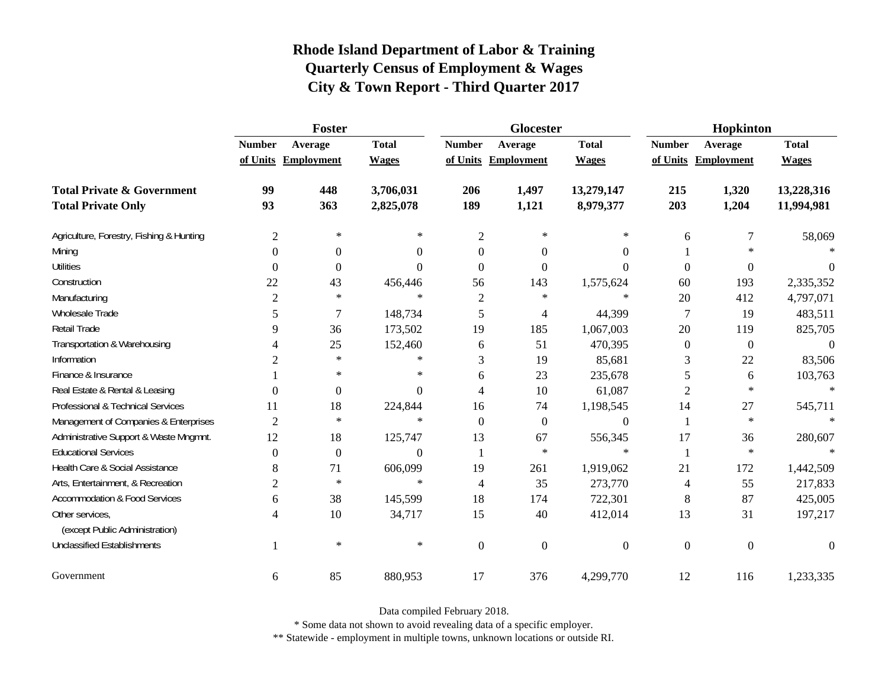# Rhode Island Department of Labor & Training
## Quarterly Census of Employment & Wages
## City & Town Report - Third Quarter 2017

| | Foster | | | Glocester | | | Hopkinton | | |
|---|---|---|---|---|---|---|---|---|---|
| | Number of Units | Average Employment | Total Wages | Number of Units | Average Employment | Total Wages | Number of Units | Average Employment | Total Wages |
| **Total Private & Government** | **99** | **448** | **3,706,031** | **206** | **1,497** | **13,279,147** | **215** | **1,320** | **13,228,316** |
| **Total Private Only** | **93** | **363** | **2,825,078** | **189** | **1,121** | **8,979,377** | **203** | **1,204** | **11,994,981** |
| Agriculture, Forestry, Fishing & Hunting | 2 | * | * | 2 | * | * | 6 | 7 | 58,069 |
| Mining | 0 | 0 | 0 | 0 | 0 | 0 | 1 | * | * |
| Utilities | 0 | 0 | 0 | 0 | 0 | 0 | 0 | 0 | 0 |
| Construction | 22 | 43 | 456,446 | 56 | 143 | 1,575,624 | 60 | 193 | 2,335,352 |
| Manufacturing | 2 | * | * | 2 | * | * | 20 | 412 | 4,797,071 |
| Wholesale Trade | 5 | 7 | 148,734 | 5 | 4 | 44,399 | 7 | 19 | 483,511 |
| Retail Trade | 9 | 36 | 173,502 | 19 | 185 | 1,067,003 | 20 | 119 | 825,705 |
| Transportation & Warehousing | 4 | 25 | 152,460 | 6 | 51 | 470,395 | 0 | 0 | 0 |
| Information | 2 | * | * | 3 | 19 | 85,681 | 3 | 22 | 83,506 |
| Finance & Insurance | 1 | * | * | 6 | 23 | 235,678 | 5 | 6 | 103,763 |
| Real Estate & Rental & Leasing | 0 | 0 | 0 | 4 | 10 | 61,087 | 2 | * | * |
| Professional & Technical Services | 11 | 18 | 224,844 | 16 | 74 | 1,198,545 | 14 | 27 | 545,711 |
| Management of Companies & Enterprises | 2 | * | * | 0 | 0 | 0 | 1 | * | * |
| Administrative Support & Waste Mngmnt. | 12 | 18 | 125,747 | 13 | 67 | 556,345 | 17 | 36 | 280,607 |
| Educational Services | 0 | 0 | 0 | 1 | * | * | 1 | * | * |
| Health Care & Social Assistance | 8 | 71 | 606,099 | 19 | 261 | 1,919,062 | 21 | 172 | 1,442,509 |
| Arts, Entertainment, & Recreation | 2 | * | * | 4 | 35 | 273,770 | 4 | 55 | 217,833 |
| Accommodation & Food Services | 6 | 38 | 145,599 | 18 | 174 | 722,301 | 8 | 87 | 425,005 |
| Other services, (except Public Administration) | 4 | 10 | 34,717 | 15 | 40 | 412,014 | 13 | 31 | 197,217 |
| Unclassified Establishments | 1 | * | * | 0 | 0 | 0 | 0 | 0 | 0 |
| Government | 6 | 85 | 880,953 | 17 | 376 | 4,299,770 | 12 | 116 | 1,233,335 |

Data compiled February 2018.

* Some data not shown to avoid revealing data of a specific employer.

** Statewide - employment in multiple towns, unknown locations or outside RI.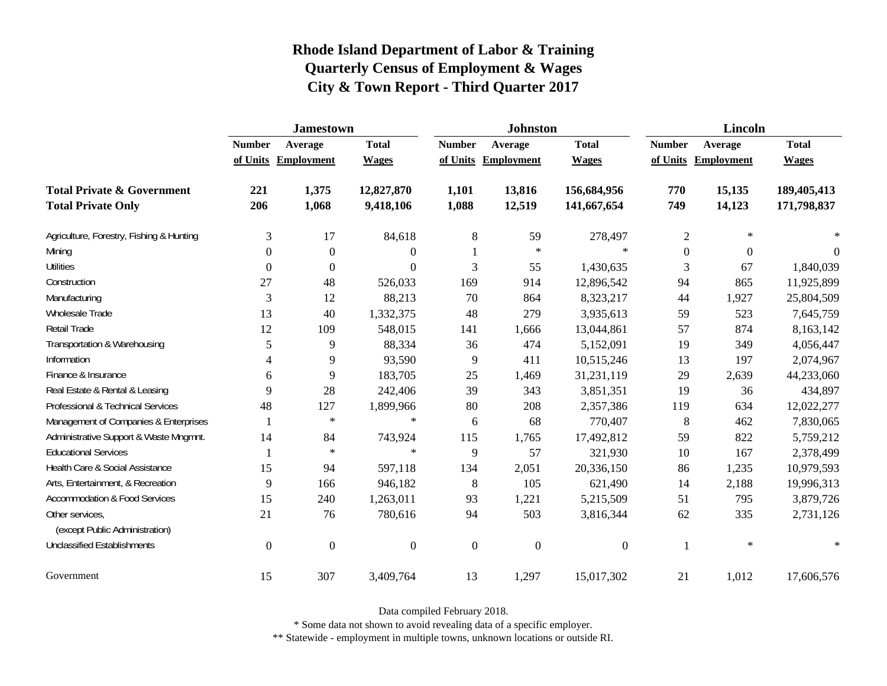# Rhode Island Department of Labor & Training
## Quarterly Census of Employment & Wages
## City & Town Report - Third Quarter 2017

| | Jamestown | | | Johnston | | | Lincoln | | |
|---|---|---|---|---|---|---|---|---|---|
| | Number of Units | Average Employment | Total Wages | Number of Units | Average Employment | Total Wages | Number of Units | Average Employment | Total Wages |
| **Total Private & Government** | **221** | **1,375** | **12,827,870** | **1,101** | **13,816** | **156,684,956** | **770** | **15,135** | **189,405,413** |
| **Total Private Only** | **206** | **1,068** | **9,418,106** | **1,088** | **12,519** | **141,667,654** | **749** | **14,123** | **171,798,837** |
| Agriculture, Forestry, Fishing & Hunting | 3 | 17 | 84,618 | 8 | 59 | 278,497 | 2 | * | * |
| Mining | 0 | 0 | 0 | 1 | * | * | 0 | 0 | 0 |
| Utilities | 0 | 0 | 0 | 3 | 55 | 1,430,635 | 3 | 67 | 1,840,039 |
| Construction | 27 | 48 | 526,033 | 169 | 914 | 12,896,542 | 94 | 865 | 11,925,899 |
| Manufacturing | 3 | 12 | 88,213 | 70 | 864 | 8,323,217 | 44 | 1,927 | 25,804,509 |
| Wholesale Trade | 13 | 40 | 1,332,375 | 48 | 279 | 3,935,613 | 59 | 523 | 7,645,759 |
| Retail Trade | 12 | 109 | 548,015 | 141 | 1,666 | 13,044,861 | 57 | 874 | 8,163,142 |
| Transportation & Warehousing | 5 | 9 | 88,334 | 36 | 474 | 5,152,091 | 19 | 349 | 4,056,447 |
| Information | 4 | 9 | 93,590 | 9 | 411 | 10,515,246 | 13 | 197 | 2,074,967 |
| Finance & Insurance | 6 | 9 | 183,705 | 25 | 1,469 | 31,231,119 | 29 | 2,639 | 44,233,060 |
| Real Estate & Rental & Leasing | 9 | 28 | 242,406 | 39 | 343 | 3,851,351 | 19 | 36 | 434,897 |
| Professional & Technical Services | 48 | 127 | 1,899,966 | 80 | 208 | 2,357,386 | 119 | 634 | 12,022,277 |
| Management of Companies & Enterprises | 1 | * | * | 6 | 68 | 770,407 | 8 | 462 | 7,830,065 |
| Administrative Support & Waste Mngmnt. | 14 | 84 | 743,924 | 115 | 1,765 | 17,492,812 | 59 | 822 | 5,759,212 |
| Educational Services | 1 | * | * | 9 | 57 | 321,930 | 10 | 167 | 2,378,499 |
| Health Care & Social Assistance | 15 | 94 | 597,118 | 134 | 2,051 | 20,336,150 | 86 | 1,235 | 10,979,593 |
| Arts, Entertainment, & Recreation | 9 | 166 | 946,182 | 8 | 105 | 621,490 | 14 | 2,188 | 19,996,313 |
| Accommodation & Food Services | 15 | 240 | 1,263,011 | 93 | 1,221 | 5,215,509 | 51 | 795 | 3,879,726 |
| Other services, (except Public Administration) | 21 | 76 | 780,616 | 94 | 503 | 3,816,344 | 62 | 335 | 2,731,126 |
| Unclassified Establishments | 0 | 0 | 0 | 0 | 0 | 0 | 1 | * | * |
| Government | 15 | 307 | 3,409,764 | 13 | 1,297 | 15,017,302 | 21 | 1,012 | 17,606,576 |

Data compiled February 2018.

* Some data not shown to avoid revealing data of a specific employer.

** Statewide - employment in multiple towns, unknown locations or outside RI.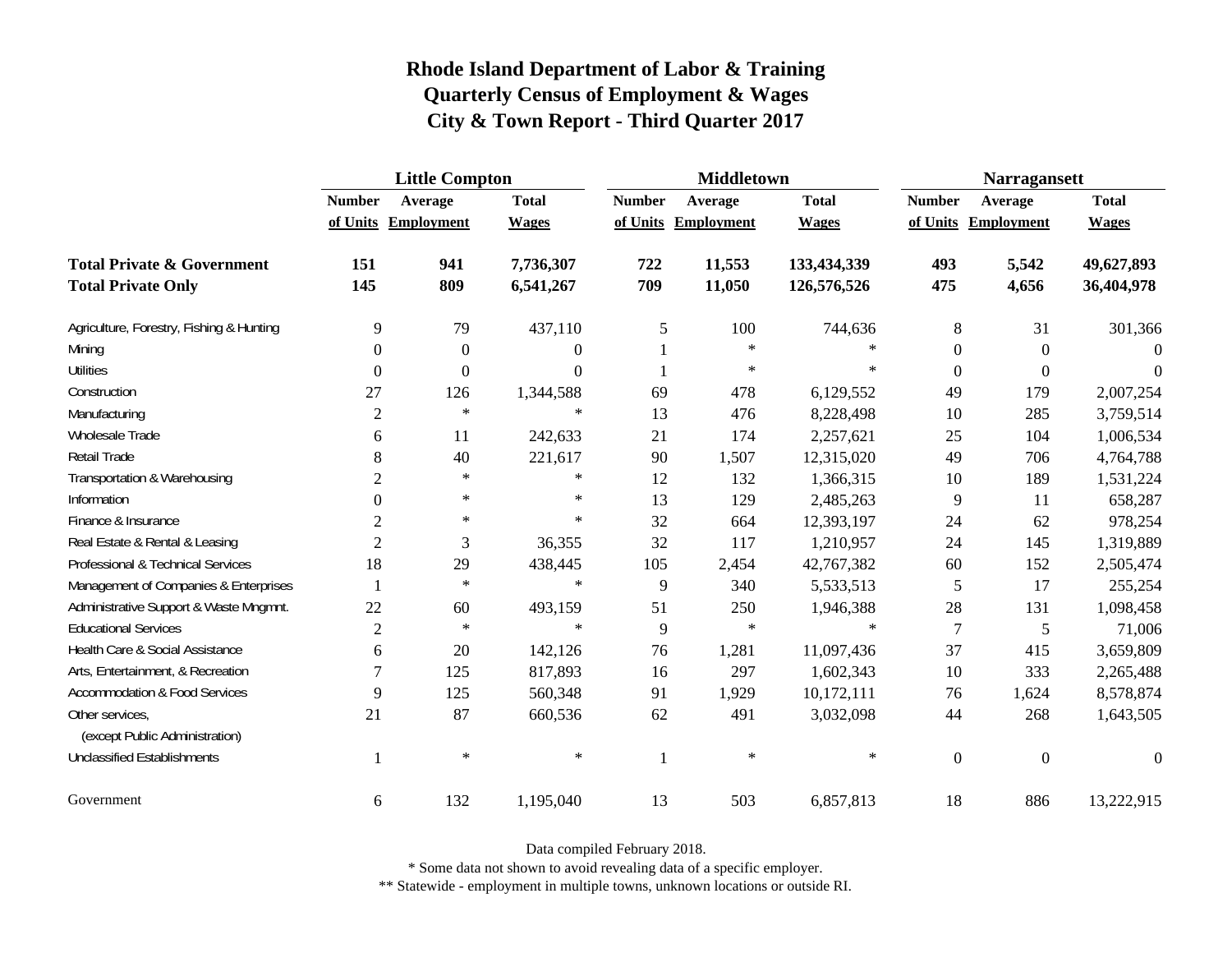# Rhode Island Department of Labor & Training
## Quarterly Census of Employment & Wages
## City & Town Report - Third Quarter 2017

| | Little Compton | | | Middletown | | | Narragansett | | |
|---|---|---|---|---|---|---|---|---|---|
| | Number of Units | Average Employment | Total Wages | Number of Units | Average Employment | Total Wages | Number of Units | Average Employment | Total Wages |
| **Total Private & Government** | **151** | **941** | **7,736,307** | **722** | **11,553** | **133,434,339** | **493** | **5,542** | **49,627,893** |
| **Total Private Only** | **145** | **809** | **6,541,267** | **709** | **11,050** | **126,576,526** | **475** | **4,656** | **36,404,978** |
| Agriculture, Forestry, Fishing & Hunting | 9 | 79 | 437,110 | 5 | 100 | 744,636 | 8 | 31 | 301,366 |
| Mining | 0 | 0 | 0 | 1 | * | * | 0 | 0 | 0 |
| Utilities | 0 | 0 | 0 | 1 | * | * | 0 | 0 | 0 |
| Construction | 27 | 126 | 1,344,588 | 69 | 478 | 6,129,552 | 49 | 179 | 2,007,254 |
| Manufacturing | 2 | * | * | 13 | 476 | 8,228,498 | 10 | 285 | 3,759,514 |
| Wholesale Trade | 6 | 11 | 242,633 | 21 | 174 | 2,257,621 | 25 | 104 | 1,006,534 |
| Retail Trade | 8 | 40 | 221,617 | 90 | 1,507 | 12,315,020 | 49 | 706 | 4,764,788 |
| Transportation & Warehousing | 2 | * | * | 12 | 132 | 1,366,315 | 10 | 189 | 1,531,224 |
| Information | 0 | * | * | 13 | 129 | 2,485,263 | 9 | 11 | 658,287 |
| Finance & Insurance | 2 | * | * | 32 | 664 | 12,393,197 | 24 | 62 | 978,254 |
| Real Estate & Rental & Leasing | 2 | 3 | 36,355 | 32 | 117 | 1,210,957 | 24 | 145 | 1,319,889 |
| Professional & Technical Services | 18 | 29 | 438,445 | 105 | 2,454 | 42,767,382 | 60 | 152 | 2,505,474 |
| Management of Companies & Enterprises | 1 | * | * | 9 | 340 | 5,533,513 | 5 | 17 | 255,254 |
| Administrative Support & Waste Mngmnt. | 22 | 60 | 493,159 | 51 | 250 | 1,946,388 | 28 | 131 | 1,098,458 |
| Educational Services | 2 | * | * | 9 | * | * | 7 | 5 | 71,006 |
| Health Care & Social Assistance | 6 | 20 | 142,126 | 76 | 1,281 | 11,097,436 | 37 | 415 | 3,659,809 |
| Arts, Entertainment, & Recreation | 7 | 125 | 817,893 | 16 | 297 | 1,602,343 | 10 | 333 | 2,265,488 |
| Accommodation & Food Services | 9 | 125 | 560,348 | 91 | 1,929 | 10,172,111 | 76 | 1,624 | 8,578,874 |
| Other services, (except Public Administration) | 21 | 87 | 660,536 | 62 | 491 | 3,032,098 | 44 | 268 | 1,643,505 |
| Unclassified Establishments | 1 | * | * | 1 | * | * | 0 | 0 | 0 |
| Government | 6 | 132 | 1,195,040 | 13 | 503 | 6,857,813 | 18 | 886 | 13,222,915 |

Data compiled February 2018.

* Some data not shown to avoid revealing data of a specific employer.

** Statewide - employment in multiple towns, unknown locations or outside RI.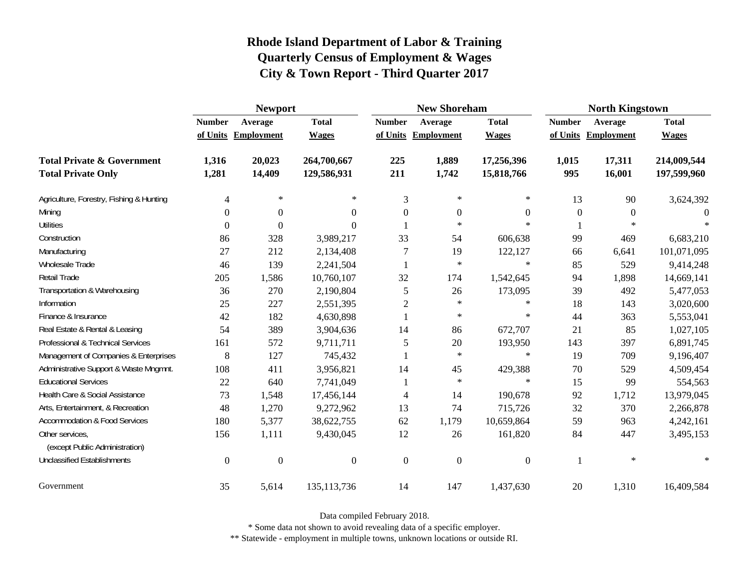# Rhode Island Department of Labor & Training
## Quarterly Census of Employment & Wages
## City & Town Report - Third Quarter 2017

| | Newport | | | New Shoreham | | | North Kingstown | | |
|---|---|---|---|---|---|---|---|---|---|
| | Number of Units | Average Employment | Total Wages | Number of Units | Average Employment | Total Wages | Number of Units | Average Employment | Total Wages |
| **Total Private & Government** | **1,316** | **20,023** | **264,700,667** | **225** | **1,889** | **17,256,396** | **1,015** | **17,311** | **214,009,544** |
| **Total Private Only** | **1,281** | **14,409** | **129,586,931** | **211** | **1,742** | **15,818,766** | **995** | **16,001** | **197,599,960** |
| Agriculture, Forestry, Fishing & Hunting | 4 | * | * | 3 | * | * | 13 | 90 | 3,624,392 |
| Mining | 0 | 0 | 0 | 0 | 0 | 0 | 0 | 0 | 0 |
| Utilities | 0 | 0 | 0 | 1 | * | * | 1 | * | * |
| Construction | 86 | 328 | 3,989,217 | 33 | 54 | 606,638 | 99 | 469 | 6,683,210 |
| Manufacturing | 27 | 212 | 2,134,408 | 7 | 19 | 122,127 | 66 | 6,641 | 101,071,095 |
| Wholesale Trade | 46 | 139 | 2,241,504 | 1 | * | * | 85 | 529 | 9,414,248 |
| Retail Trade | 205 | 1,586 | 10,760,107 | 32 | 174 | 1,542,645 | 94 | 1,898 | 14,669,141 |
| Transportation & Warehousing | 36 | 270 | 2,190,804 | 5 | 26 | 173,095 | 39 | 492 | 5,477,053 |
| Information | 25 | 227 | 2,551,395 | 2 | * | * | 18 | 143 | 3,020,600 |
| Finance & Insurance | 42 | 182 | 4,630,898 | 1 | * | * | 44 | 363 | 5,553,041 |
| Real Estate & Rental & Leasing | 54 | 389 | 3,904,636 | 14 | 86 | 672,707 | 21 | 85 | 1,027,105 |
| Professional & Technical Services | 161 | 572 | 9,711,711 | 5 | 20 | 193,950 | 143 | 397 | 6,891,745 |
| Management of Companies & Enterprises | 8 | 127 | 745,432 | 1 | * | * | 19 | 709 | 9,196,407 |
| Administrative Support & Waste Mngmnt. | 108 | 411 | 3,956,821 | 14 | 45 | 429,388 | 70 | 529 | 4,509,454 |
| Educational Services | 22 | 640 | 7,741,049 | 1 | * | * | 15 | 99 | 554,563 |
| Health Care & Social Assistance | 73 | 1,548 | 17,456,144 | 4 | 14 | 190,678 | 92 | 1,712 | 13,979,045 |
| Arts, Entertainment, & Recreation | 48 | 1,270 | 9,272,962 | 13 | 74 | 715,726 | 32 | 370 | 2,266,878 |
| Accommodation & Food Services | 180 | 5,377 | 38,622,755 | 62 | 1,179 | 10,659,864 | 59 | 963 | 4,242,161 |
| Other services, (except Public Administration) | 156 | 1,111 | 9,430,045 | 12 | 26 | 161,820 | 84 | 447 | 3,495,153 |
| Unclassified Establishments | 0 | 0 | 0 | 0 | 0 | 0 | 1 | * | * |
| Government | 35 | 5,614 | 135,113,736 | 14 | 147 | 1,437,630 | 20 | 1,310 | 16,409,584 |

Data compiled February 2018.

* Some data not shown to avoid revealing data of a specific employer.

** Statewide - employment in multiple towns, unknown locations or outside RI.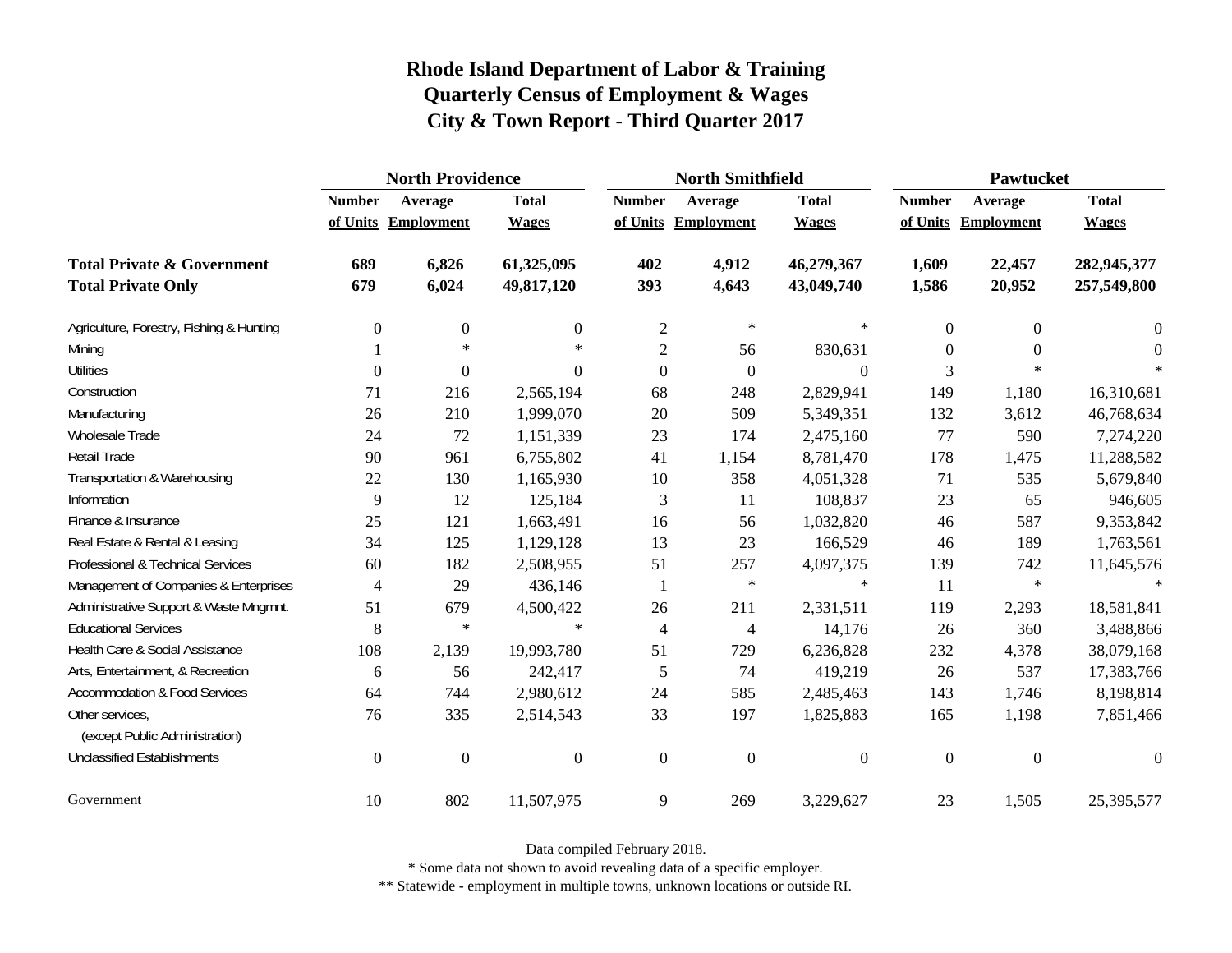# Rhode Island Department of Labor & Training
## Quarterly Census of Employment & Wages
## City & Town Report - Third Quarter 2017

| | North Providence | | | North Smithfield | | | Pawtucket | | |
|---|---|---|---|---|---|---|---|---|---|
| | Number of Units | Average Employment | Total Wages | Number of Units | Average Employment | Total Wages | Number of Units | Average Employment | Total Wages |
| **Total Private & Government** | **689** | **6,826** | **61,325,095** | **402** | **4,912** | **46,279,367** | **1,609** | **22,457** | **282,945,377** |
| **Total Private Only** | **679** | **6,024** | **49,817,120** | **393** | **4,643** | **43,049,740** | **1,586** | **20,952** | **257,549,800** |
| Agriculture, Forestry, Fishing & Hunting | 0 | 0 | 0 | 2 | * | * | 0 | 0 | 0 |
| Mining | 1 | * | * | 2 | 56 | 830,631 | 0 | 0 | 0 |
| Utilities | 0 | 0 | 0 | 0 | 0 | 0 | 3 | * | * |
| Construction | 71 | 216 | 2,565,194 | 68 | 248 | 2,829,941 | 149 | 1,180 | 16,310,681 |
| Manufacturing | 26 | 210 | 1,999,070 | 20 | 509 | 5,349,351 | 132 | 3,612 | 46,768,634 |
| Wholesale Trade | 24 | 72 | 1,151,339 | 23 | 174 | 2,475,160 | 77 | 590 | 7,274,220 |
| Retail Trade | 90 | 961 | 6,755,802 | 41 | 1,154 | 8,781,470 | 178 | 1,475 | 11,288,582 |
| Transportation & Warehousing | 22 | 130 | 1,165,930 | 10 | 358 | 4,051,328 | 71 | 535 | 5,679,840 |
| Information | 9 | 12 | 125,184 | 3 | 11 | 108,837 | 23 | 65 | 946,605 |
| Finance & Insurance | 25 | 121 | 1,663,491 | 16 | 56 | 1,032,820 | 46 | 587 | 9,353,842 |
| Real Estate & Rental & Leasing | 34 | 125 | 1,129,128 | 13 | 23 | 166,529 | 46 | 189 | 1,763,561 |
| Professional & Technical Services | 60 | 182 | 2,508,955 | 51 | 257 | 4,097,375 | 139 | 742 | 11,645,576 |
| Management of Companies & Enterprises | 4 | 29 | 436,146 | 1 | * | * | 11 | * | * |
| Administrative Support & Waste Mngmnt. | 51 | 679 | 4,500,422 | 26 | 211 | 2,331,511 | 119 | 2,293 | 18,581,841 |
| Educational Services | 8 | * | * | 4 | 4 | 14,176 | 26 | 360 | 3,488,866 |
| Health Care & Social Assistance | 108 | 2,139 | 19,993,780 | 51 | 729 | 6,236,828 | 232 | 4,378 | 38,079,168 |
| Arts, Entertainment, & Recreation | 6 | 56 | 242,417 | 5 | 74 | 419,219 | 26 | 537 | 17,383,766 |
| Accommodation & Food Services | 64 | 744 | 2,980,612 | 24 | 585 | 2,485,463 | 143 | 1,746 | 8,198,814 |
| Other services, (except Public Administration) | 76 | 335 | 2,514,543 | 33 | 197 | 1,825,883 | 165 | 1,198 | 7,851,466 |
| Unclassified Establishments | 0 | 0 | 0 | 0 | 0 | 0 | 0 | 0 | 0 |
| Government | 10 | 802 | 11,507,975 | 9 | 269 | 3,229,627 | 23 | 1,505 | 25,395,577 |

Data compiled February 2018.

* Some data not shown to avoid revealing data of a specific employer.

** Statewide - employment in multiple towns, unknown locations or outside RI.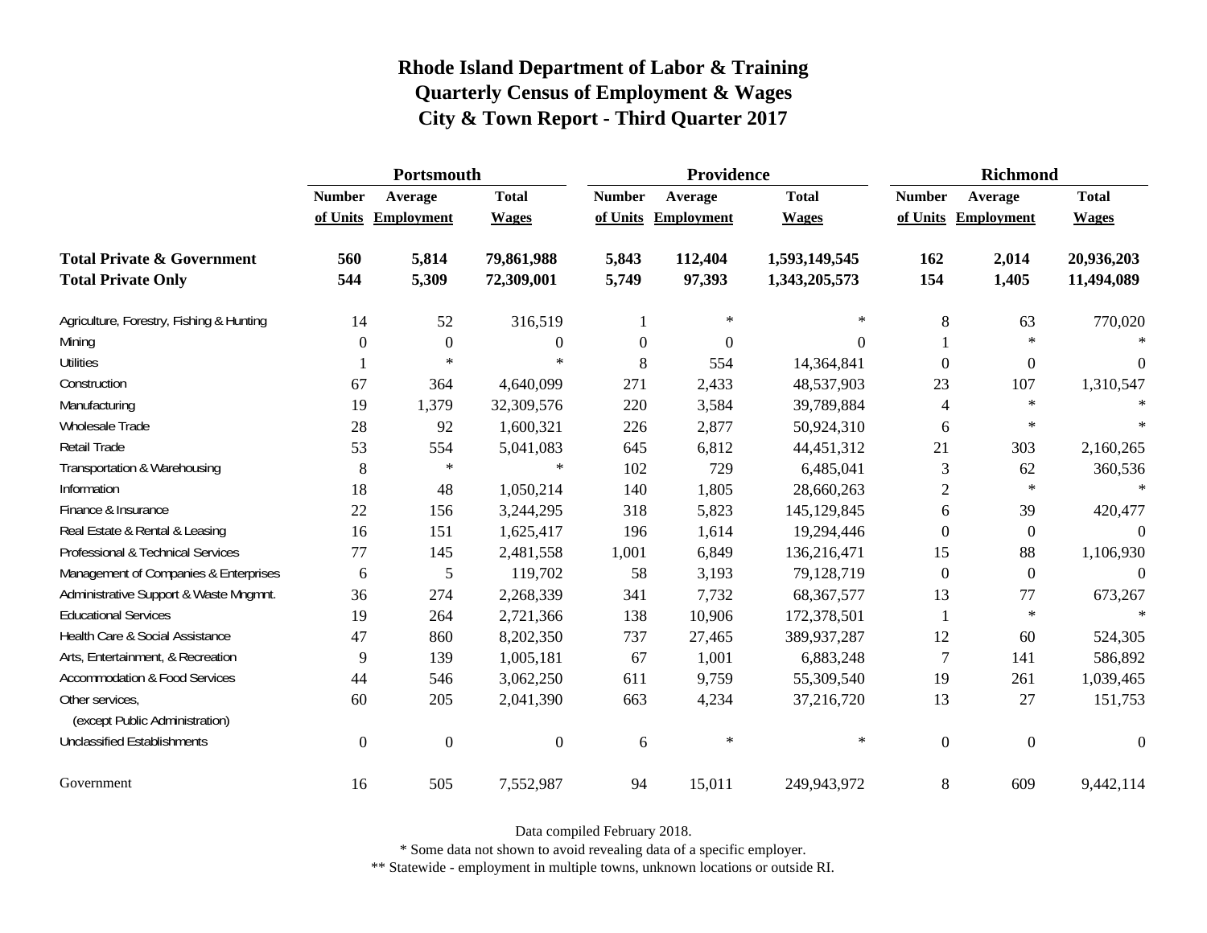# Rhode Island Department of Labor & Training
## Quarterly Census of Employment & Wages
## City & Town Report - Third Quarter 2017

| | Portsmouth | | | Providence | | | Richmond | | |
|---|---|---|---|---|---|---|---|---|---|
| | Number of Units | Average Employment | Total Wages | Number of Units | Average Employment | Total Wages | Number of Units | Average Employment | Total Wages |
| **Total Private & Government** | **560** | **5,814** | **79,861,988** | **5,843** | **112,404** | **1,593,149,545** | **162** | **2,014** | **20,936,203** |
| **Total Private Only** | **544** | **5,309** | **72,309,001** | **5,749** | **97,393** | **1,343,205,573** | **154** | **1,405** | **11,494,089** |
| Agriculture, Forestry, Fishing & Hunting | 14 | 52 | 316,519 | 1 | * | * | 8 | 63 | 770,020 |
| Mining | 0 | 0 | 0 | 0 | 0 | 0 | 1 | * | * |
| Utilities | 1 | * | * | 8 | 554 | 14,364,841 | 0 | 0 | 0 |
| Construction | 67 | 364 | 4,640,099 | 271 | 2,433 | 48,537,903 | 23 | 107 | 1,310,547 |
| Manufacturing | 19 | 1,379 | 32,309,576 | 220 | 3,584 | 39,789,884 | 4 | * | * |
| Wholesale Trade | 28 | 92 | 1,600,321 | 226 | 2,877 | 50,924,310 | 6 | * | * |
| Retail Trade | 53 | 554 | 5,041,083 | 645 | 6,812 | 44,451,312 | 21 | 303 | 2,160,265 |
| Transportation & Warehousing | 8 | * | * | 102 | 729 | 6,485,041 | 3 | 62 | 360,536 |
| Information | 18 | 48 | 1,050,214 | 140 | 1,805 | 28,660,263 | 2 | * | * |
| Finance & Insurance | 22 | 156 | 3,244,295 | 318 | 5,823 | 145,129,845 | 6 | 39 | 420,477 |
| Real Estate & Rental & Leasing | 16 | 151 | 1,625,417 | 196 | 1,614 | 19,294,446 | 0 | 0 | 0 |
| Professional & Technical Services | 77 | 145 | 2,481,558 | 1,001 | 6,849 | 136,216,471 | 15 | 88 | 1,106,930 |
| Management of Companies & Enterprises | 6 | 5 | 119,702 | 58 | 3,193 | 79,128,719 | 0 | 0 | 0 |
| Administrative Support & Waste Mngmnt. | 36 | 274 | 2,268,339 | 341 | 7,732 | 68,367,577 | 13 | 77 | 673,267 |
| Educational Services | 19 | 264 | 2,721,366 | 138 | 10,906 | 172,378,501 | 1 | * | * |
| Health Care & Social Assistance | 47 | 860 | 8,202,350 | 737 | 27,465 | 389,937,287 | 12 | 60 | 524,305 |
| Arts, Entertainment, & Recreation | 9 | 139 | 1,005,181 | 67 | 1,001 | 6,883,248 | 7 | 141 | 586,892 |
| Accommodation & Food Services | 44 | 546 | 3,062,250 | 611 | 9,759 | 55,309,540 | 19 | 261 | 1,039,465 |
| Other services, (except Public Administration) | 60 | 205 | 2,041,390 | 663 | 4,234 | 37,216,720 | 13 | 27 | 151,753 |
| Unclassified Establishments | 0 | 0 | 0 | 6 | * | * | 0 | 0 | 0 |
| Government | 16 | 505 | 7,552,987 | 94 | 15,011 | 249,943,972 | 8 | 609 | 9,442,114 |

Data compiled February 2018.

* Some data not shown to avoid revealing data of a specific employer.

** Statewide - employment in multiple towns, unknown locations or outside RI.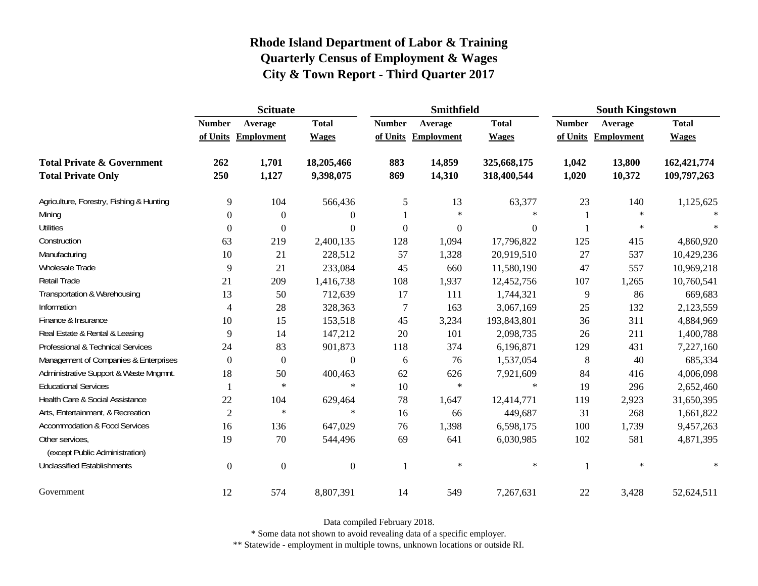# Rhode Island Department of Labor & Training
## Quarterly Census of Employment & Wages
## City & Town Report - Third Quarter 2017

| | Scituate | | | Smithfield | | | South Kingstown | | |
|---|---|---|---|---|---|---|---|---|---|
| | Number of Units | Average Employment | Total Wages | Number of Units | Average Employment | Total Wages | Number of Units | Average Employment | Total Wages |
| **Total Private & Government** | **262** | **1,701** | **18,205,466** | **883** | **14,859** | **325,668,175** | **1,042** | **13,800** | **162,421,774** |
| **Total Private Only** | **250** | **1,127** | **9,398,075** | **869** | **14,310** | **318,400,544** | **1,020** | **10,372** | **109,797,263** |
| Agriculture, Forestry, Fishing & Hunting | 9 | 104 | 566,436 | 5 | 13 | 63,377 | 23 | 140 | 1,125,625 |
| Mining | 0 | 0 | 0 | 1 | * | * | 1 | * | * |
| Utilities | 0 | 0 | 0 | 0 | 0 | 0 | 1 | * | * |
| Construction | 63 | 219 | 2,400,135 | 128 | 1,094 | 17,796,822 | 125 | 415 | 4,860,920 |
| Manufacturing | 10 | 21 | 228,512 | 57 | 1,328 | 20,919,510 | 27 | 537 | 10,429,236 |
| Wholesale Trade | 9 | 21 | 233,084 | 45 | 660 | 11,580,190 | 47 | 557 | 10,969,218 |
| Retail Trade | 21 | 209 | 1,416,738 | 108 | 1,937 | 12,452,756 | 107 | 1,265 | 10,760,541 |
| Transportation & Warehousing | 13 | 50 | 712,639 | 17 | 111 | 1,744,321 | 9 | 86 | 669,683 |
| Information | 4 | 28 | 328,363 | 7 | 163 | 3,067,169 | 25 | 132 | 2,123,559 |
| Finance & Insurance | 10 | 15 | 153,518 | 45 | 3,234 | 193,843,801 | 36 | 311 | 4,884,969 |
| Real Estate & Rental & Leasing | 9 | 14 | 147,212 | 20 | 101 | 2,098,735 | 26 | 211 | 1,400,788 |
| Professional & Technical Services | 24 | 83 | 901,873 | 118 | 374 | 6,196,871 | 129 | 431 | 7,227,160 |
| Management of Companies & Enterprises | 0 | 0 | 0 | 6 | 76 | 1,537,054 | 8 | 40 | 685,334 |
| Administrative Support & Waste Mngmnt. | 18 | 50 | 400,463 | 62 | 626 | 7,921,609 | 84 | 416 | 4,006,098 |
| Educational Services | 1 | * | * | 10 | * | * | 19 | 296 | 2,652,460 |
| Health Care & Social Assistance | 22 | 104 | 629,464 | 78 | 1,647 | 12,414,771 | 119 | 2,923 | 31,650,395 |
| Arts, Entertainment, & Recreation | 2 | * | * | 16 | 66 | 449,687 | 31 | 268 | 1,661,822 |
| Accommodation & Food Services | 16 | 136 | 647,029 | 76 | 1,398 | 6,598,175 | 100 | 1,739 | 9,457,263 |
| Other services, (except Public Administration) | 19 | 70 | 544,496 | 69 | 641 | 6,030,985 | 102 | 581 | 4,871,395 |
| Unclassified Establishments | 0 | 0 | 0 | 1 | * | * | 1 | * | * |
| Government | 12 | 574 | 8,807,391 | 14 | 549 | 7,267,631 | 22 | 3,428 | 52,624,511 |

Data compiled February 2018.

* Some data not shown to avoid revealing data of a specific employer.

** Statewide - employment in multiple towns, unknown locations or outside RI.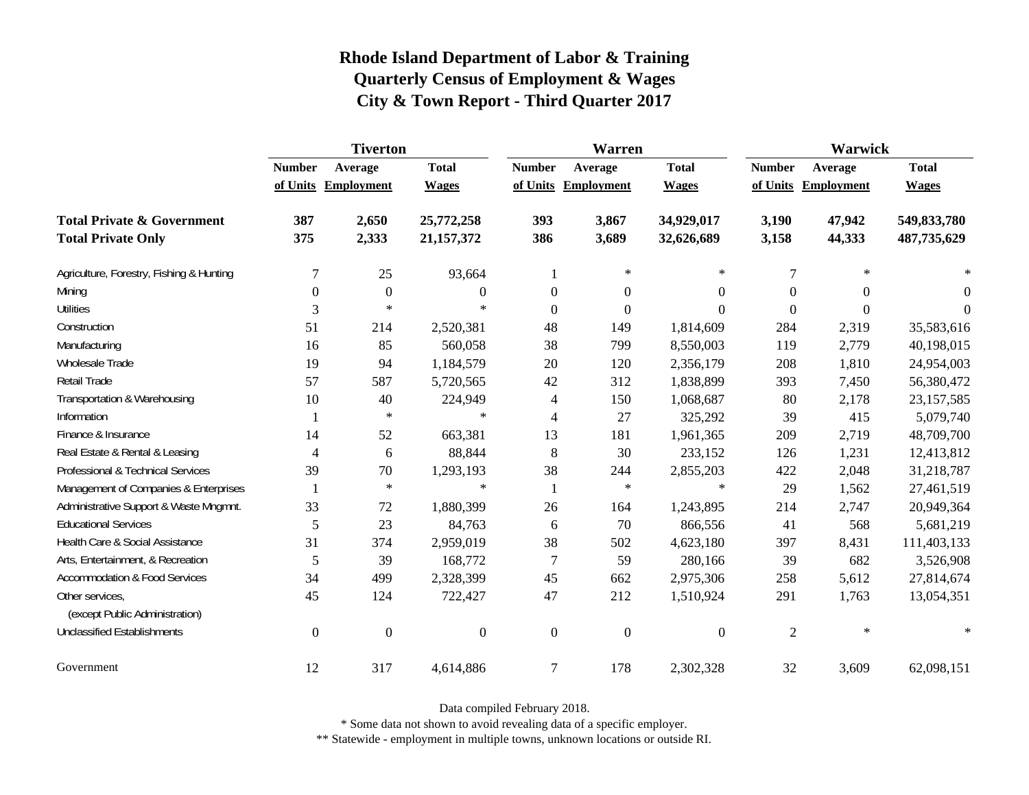# Rhode Island Department of Labor & Training
## Quarterly Census of Employment & Wages
## City & Town Report - Third Quarter 2017

| | Tiverton | | | Warren | | | Warwick | | |
|---|---|---|---|---|---|---|---|---|---|
| | Number of Units | Average Employment | Total Wages | Number of Units | Average Employment | Total Wages | Number of Units | Average Employment | Total Wages |
| **Total Private & Government** | **387** | **2,650** | **25,772,258** | **393** | **3,867** | **34,929,017** | **3,190** | **47,942** | **549,833,780** |
| **Total Private Only** | **375** | **2,333** | **21,157,372** | **386** | **3,689** | **32,626,689** | **3,158** | **44,333** | **487,735,629** |
| Agriculture, Forestry, Fishing & Hunting | 7 | 25 | 93,664 | 1 | * | * | 7 | * | * |
| Mining | 0 | 0 | 0 | 0 | 0 | 0 | 0 | 0 | 0 |
| Utilities | 3 | * | * | 0 | 0 | 0 | 0 | 0 | 0 |
| Construction | 51 | 214 | 2,520,381 | 48 | 149 | 1,814,609 | 284 | 2,319 | 35,583,616 |
| Manufacturing | 16 | 85 | 560,058 | 38 | 799 | 8,550,003 | 119 | 2,779 | 40,198,015 |
| Wholesale Trade | 19 | 94 | 1,184,579 | 20 | 120 | 2,356,179 | 208 | 1,810 | 24,954,003 |
| Retail Trade | 57 | 587 | 5,720,565 | 42 | 312 | 1,838,899 | 393 | 7,450 | 56,380,472 |
| Transportation & Warehousing | 10 | 40 | 224,949 | 4 | 150 | 1,068,687 | 80 | 2,178 | 23,157,585 |
| Information | 1 | * | * | 4 | 27 | 325,292 | 39 | 415 | 5,079,740 |
| Finance & Insurance | 14 | 52 | 663,381 | 13 | 181 | 1,961,365 | 209 | 2,719 | 48,709,700 |
| Real Estate & Rental & Leasing | 4 | 6 | 88,844 | 8 | 30 | 233,152 | 126 | 1,231 | 12,413,812 |
| Professional & Technical Services | 39 | 70 | 1,293,193 | 38 | 244 | 2,855,203 | 422 | 2,048 | 31,218,787 |
| Management of Companies & Enterprises | 1 | * | * | 1 | * | * | 29 | 1,562 | 27,461,519 |
| Administrative Support & Waste Mngmnt. | 33 | 72 | 1,880,399 | 26 | 164 | 1,243,895 | 214 | 2,747 | 20,949,364 |
| Educational Services | 5 | 23 | 84,763 | 6 | 70 | 866,556 | 41 | 568 | 5,681,219 |
| Health Care & Social Assistance | 31 | 374 | 2,959,019 | 38 | 502 | 4,623,180 | 397 | 8,431 | 111,403,133 |
| Arts, Entertainment, & Recreation | 5 | 39 | 168,772 | 7 | 59 | 280,166 | 39 | 682 | 3,526,908 |
| Accommodation & Food Services | 34 | 499 | 2,328,399 | 45 | 662 | 2,975,306 | 258 | 5,612 | 27,814,674 |
| Other services, (except Public Administration) | 45 | 124 | 722,427 | 47 | 212 | 1,510,924 | 291 | 1,763 | 13,054,351 |
| Unclassified Establishments | 0 | 0 | 0 | 0 | 0 | 0 | 2 | * | * |
| Government | 12 | 317 | 4,614,886 | 7 | 178 | 2,302,328 | 32 | 3,609 | 62,098,151 |

Data compiled February 2018.

* Some data not shown to avoid revealing data of a specific employer.

** Statewide - employment in multiple towns, unknown locations or outside RI.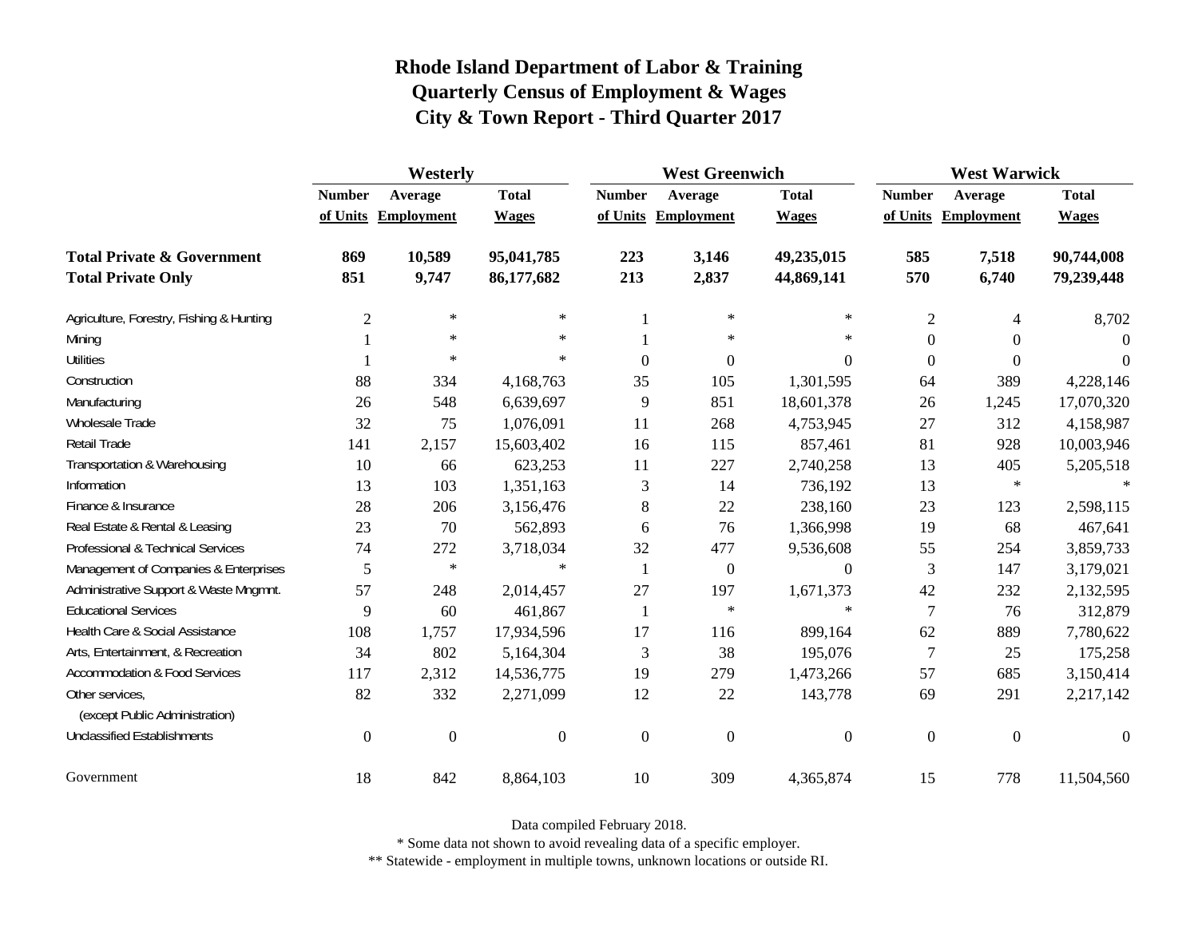# Rhode Island Department of Labor & Training
## Quarterly Census of Employment & Wages
## City & Town Report - Third Quarter 2017

| | Westerly | | | West Greenwich | | | West Warwick | | |
|---|---|---|---|---|---|---|---|---|---|
| | Number of Units | Average Employment | Total Wages | Number of Units | Average Employment | Total Wages | Number of Units | Average Employment | Total Wages |
| **Total Private & Government** | **869** | **10,589** | **95,041,785** | **223** | **3,146** | **49,235,015** | **585** | **7,518** | **90,744,008** |
| **Total Private Only** | **851** | **9,747** | **86,177,682** | **213** | **2,837** | **44,869,141** | **570** | **6,740** | **79,239,448** |
| Agriculture, Forestry, Fishing & Hunting | 2 | * | * | 1 | * | * | 2 | 4 | 8,702 |
| Mining | 1 | * | * | 1 | * | * | 0 | 0 | 0 |
| Utilities | 1 | * | * | 0 | 0 | 0 | 0 | 0 | 0 |
| Construction | 88 | 334 | 4,168,763 | 35 | 105 | 1,301,595 | 64 | 389 | 4,228,146 |
| Manufacturing | 26 | 548 | 6,639,697 | 9 | 851 | 18,601,378 | 26 | 1,245 | 17,070,320 |
| Wholesale Trade | 32 | 75 | 1,076,091 | 11 | 268 | 4,753,945 | 27 | 312 | 4,158,987 |
| Retail Trade | 141 | 2,157 | 15,603,402 | 16 | 115 | 857,461 | 81 | 928 | 10,003,946 |
| Transportation & Warehousing | 10 | 66 | 623,253 | 11 | 227 | 2,740,258 | 13 | 405 | 5,205,518 |
| Information | 13 | 103 | 1,351,163 | 3 | 14 | 736,192 | 13 | * | * |
| Finance & Insurance | 28 | 206 | 3,156,476 | 8 | 22 | 238,160 | 23 | 123 | 2,598,115 |
| Real Estate & Rental & Leasing | 23 | 70 | 562,893 | 6 | 76 | 1,366,998 | 19 | 68 | 467,641 |
| Professional & Technical Services | 74 | 272 | 3,718,034 | 32 | 477 | 9,536,608 | 55 | 254 | 3,859,733 |
| Management of Companies & Enterprises | 5 | * | * | 1 | 0 | 0 | 3 | 147 | 3,179,021 |
| Administrative Support & Waste Mngmnt. | 57 | 248 | 2,014,457 | 27 | 197 | 1,671,373 | 42 | 232 | 2,132,595 |
| Educational Services | 9 | 60 | 461,867 | 1 | * | * | 7 | 76 | 312,879 |
| Health Care & Social Assistance | 108 | 1,757 | 17,934,596 | 17 | 116 | 899,164 | 62 | 889 | 7,780,622 |
| Arts, Entertainment, & Recreation | 34 | 802 | 5,164,304 | 3 | 38 | 195,076 | 7 | 25 | 175,258 |
| Accommodation & Food Services | 117 | 2,312 | 14,536,775 | 19 | 279 | 1,473,266 | 57 | 685 | 3,150,414 |
| Other services, (except Public Administration) | 82 | 332 | 2,271,099 | 12 | 22 | 143,778 | 69 | 291 | 2,217,142 |
| Unclassified Establishments | 0 | 0 | 0 | 0 | 0 | 0 | 0 | 0 | 0 |
| Government | 18 | 842 | 8,864,103 | 10 | 309 | 4,365,874 | 15 | 778 | 11,504,560 |

Data compiled February 2018.

* Some data not shown to avoid revealing data of a specific employer.

** Statewide - employment in multiple towns, unknown locations or outside RI.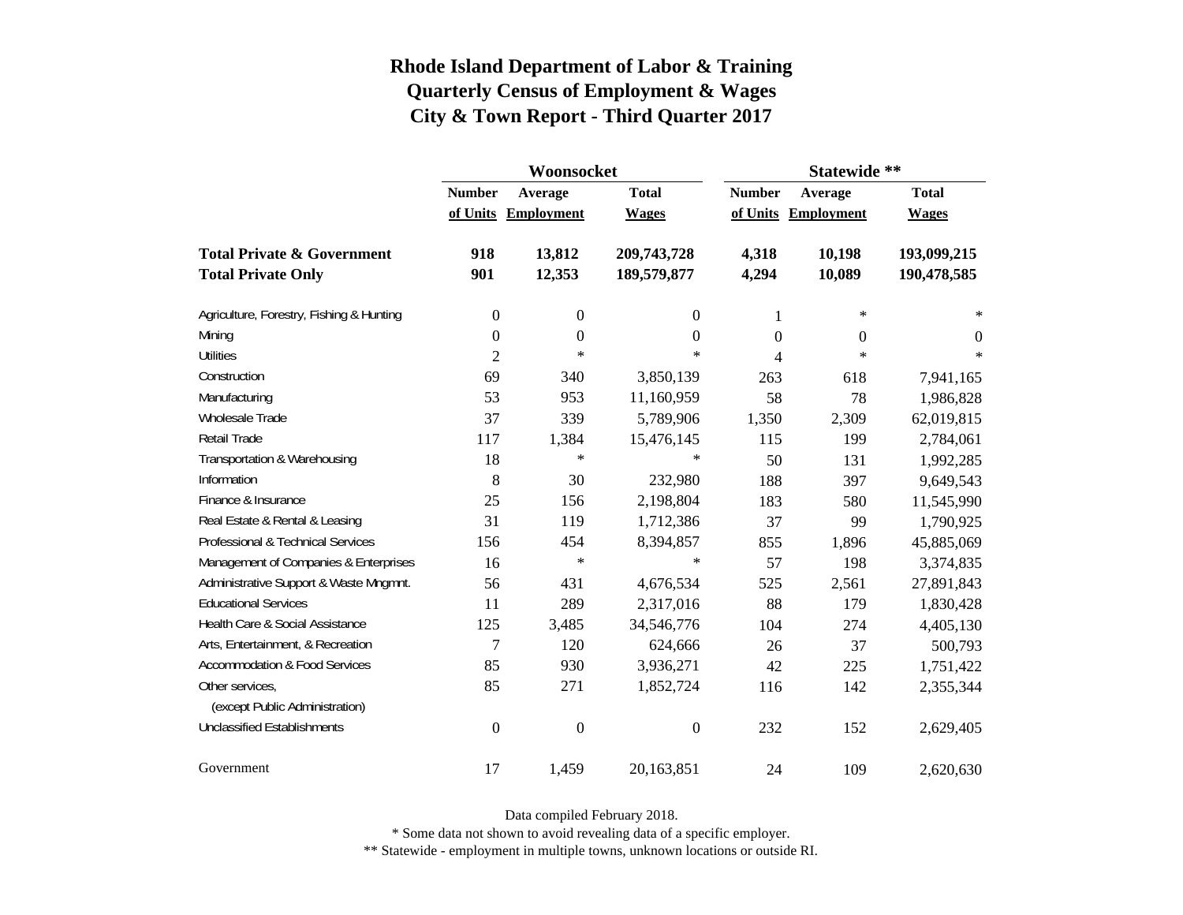# Rhode Island Department of Labor & Training
## Quarterly Census of Employment & Wages
## City & Town Report - Third Quarter 2017

| | Woonsocket | | | Statewide ** | | |
|---|---|---|---|---|---|---|
| | Number of Units | Average Employment | Total Wages | Number of Units | Average Employment | Total Wages |
| **Total Private & Government** | **918** | **13,812** | **209,743,728** | **4,318** | **10,198** | **193,099,215** |
| **Total Private Only** | **901** | **12,353** | **189,579,877** | **4,294** | **10,089** | **190,478,585** |
| Agriculture, Forestry, Fishing & Hunting | 0 | 0 | 0 | 1 | * | * |
| Mining | 0 | 0 | 0 | 0 | 0 | 0 |
| Utilities | 2 | * | * | 4 | * | * |
| Construction | 69 | 340 | 3,850,139 | 263 | 618 | 7,941,165 |
| Manufacturing | 53 | 953 | 11,160,959 | 58 | 78 | 1,986,828 |
| Wholesale Trade | 37 | 339 | 5,789,906 | 1,350 | 2,309 | 62,019,815 |
| Retail Trade | 117 | 1,384 | 15,476,145 | 115 | 199 | 2,784,061 |
| Transportation & Warehousing | 18 | * | * | 50 | 131 | 1,992,285 |
| Information | 8 | 30 | 232,980 | 188 | 397 | 9,649,543 |
| Finance & Insurance | 25 | 156 | 2,198,804 | 183 | 580 | 11,545,990 |
| Real Estate & Rental & Leasing | 31 | 119 | 1,712,386 | 37 | 99 | 1,790,925 |
| Professional & Technical Services | 156 | 454 | 8,394,857 | 855 | 1,896 | 45,885,069 |
| Management of Companies & Enterprises | 16 | * | * | 57 | 198 | 3,374,835 |
| Administrative Support & Waste Mngmnt. | 56 | 431 | 4,676,534 | 525 | 2,561 | 27,891,843 |
| Educational Services | 11 | 289 | 2,317,016 | 88 | 179 | 1,830,428 |
| Health Care & Social Assistance | 125 | 3,485 | 34,546,776 | 104 | 274 | 4,405,130 |
| Arts, Entertainment, & Recreation | 7 | 120 | 624,666 | 26 | 37 | 500,793 |
| Accommodation & Food Services | 85 | 930 | 3,936,271 | 42 | 225 | 1,751,422 |
| Other services, (except Public Administration) | 85 | 271 | 1,852,724 | 116 | 142 | 2,355,344 |
| Unclassified Establishments | 0 | 0 | 0 | 232 | 152 | 2,629,405 |
| Government | 17 | 1,459 | 20,163,851 | 24 | 109 | 2,620,630 |

Data compiled February 2018.

* Some data not shown to avoid revealing data of a specific employer.

** Statewide - employment in multiple towns, unknown locations or outside RI.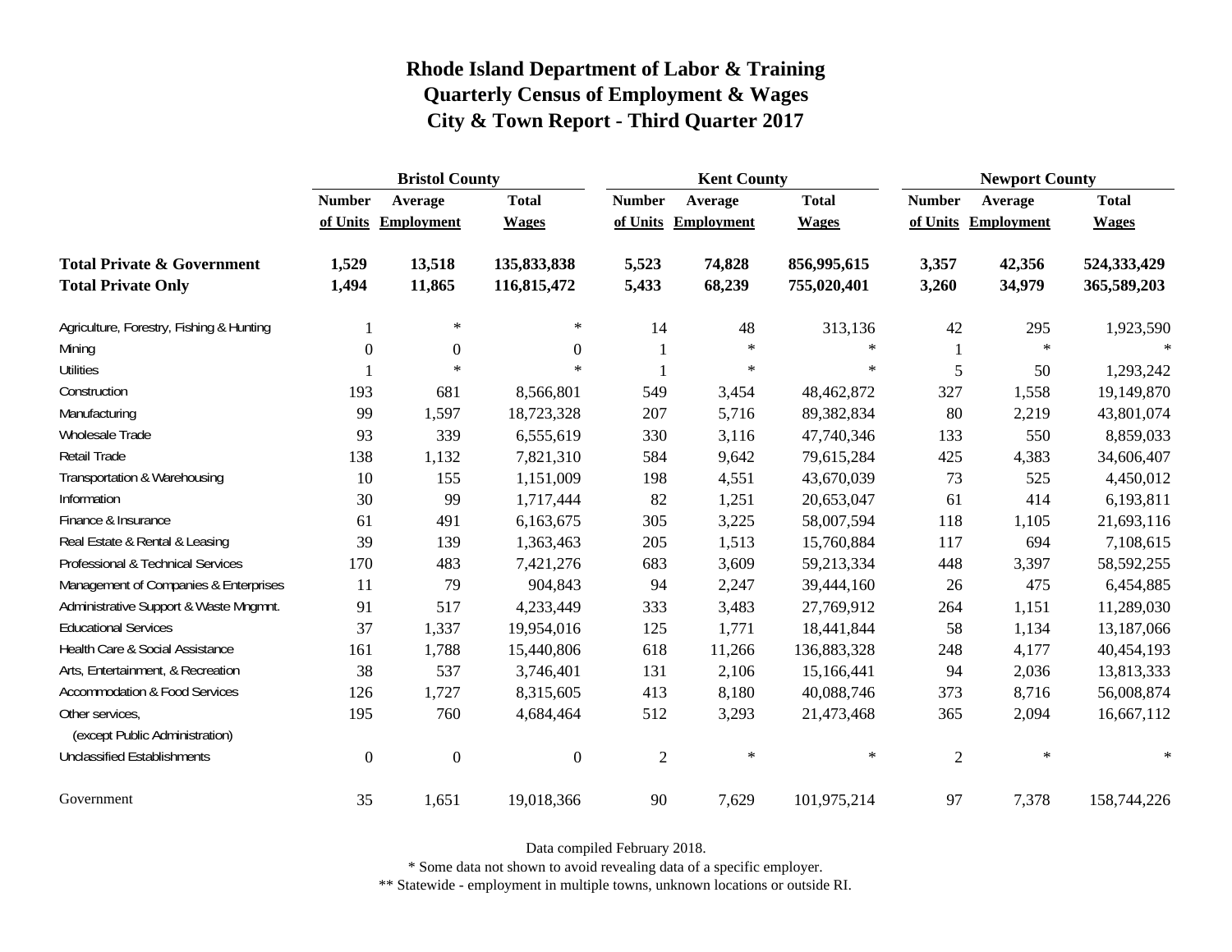# Rhode Island Department of Labor & Training
# Quarterly Census of Employment & Wages
# City & Town Report - Third Quarter 2017

| | Bristol County | | | Kent County | | | Newport County | | |
|---|---|---|---|---|---|---|---|---|---|
| | Number of Units | Average Employment | Total Wages | Number of Units | Average Employment | Total Wages | Number of Units | Average Employment | Total Wages |
| **Total Private & Government** | **1,529** | **13,518** | **135,833,838** | **5,523** | **74,828** | **856,995,615** | **3,357** | **42,356** | **524,333,429** |
| **Total Private Only** | **1,494** | **11,865** | **116,815,472** | **5,433** | **68,239** | **755,020,401** | **3,260** | **34,979** | **365,589,203** |
| Agriculture, Forestry, Fishing & Hunting | 1 | * | * | 14 | 48 | 313,136 | 42 | 295 | 1,923,590 |
| Mining | 0 | 0 | 0 | 1 | * | * | 1 | * | * |
| Utilities | 1 | * | * | 1 | * | * | 5 | 50 | 1,293,242 |
| Construction | 193 | 681 | 8,566,801 | 549 | 3,454 | 48,462,872 | 327 | 1,558 | 19,149,870 |
| Manufacturing | 99 | 1,597 | 18,723,328 | 207 | 5,716 | 89,382,834 | 80 | 2,219 | 43,801,074 |
| Wholesale Trade | 93 | 339 | 6,555,619 | 330 | 3,116 | 47,740,346 | 133 | 550 | 8,859,033 |
| Retail Trade | 138 | 1,132 | 7,821,310 | 584 | 9,642 | 79,615,284 | 425 | 4,383 | 34,606,407 |
| Transportation & Warehousing | 10 | 155 | 1,151,009 | 198 | 4,551 | 43,670,039 | 73 | 525 | 4,450,012 |
| Information | 30 | 99 | 1,717,444 | 82 | 1,251 | 20,653,047 | 61 | 414 | 6,193,811 |
| Finance & Insurance | 61 | 491 | 6,163,675 | 305 | 3,225 | 58,007,594 | 118 | 1,105 | 21,693,116 |
| Real Estate & Rental & Leasing | 39 | 139 | 1,363,463 | 205 | 1,513 | 15,760,884 | 117 | 694 | 7,108,615 |
| Professional & Technical Services | 170 | 483 | 7,421,276 | 683 | 3,609 | 59,213,334 | 448 | 3,397 | 58,592,255 |
| Management of Companies & Enterprises | 11 | 79 | 904,843 | 94 | 2,247 | 39,444,160 | 26 | 475 | 6,454,885 |
| Administrative Support & Waste Mngmnt. | 91 | 517 | 4,233,449 | 333 | 3,483 | 27,769,912 | 264 | 1,151 | 11,289,030 |
| Educational Services | 37 | 1,337 | 19,954,016 | 125 | 1,771 | 18,441,844 | 58 | 1,134 | 13,187,066 |
| Health Care & Social Assistance | 161 | 1,788 | 15,440,806 | 618 | 11,266 | 136,883,328 | 248 | 4,177 | 40,454,193 |
| Arts, Entertainment, & Recreation | 38 | 537 | 3,746,401 | 131 | 2,106 | 15,166,441 | 94 | 2,036 | 13,813,333 |
| Accommodation & Food Services | 126 | 1,727 | 8,315,605 | 413 | 8,180 | 40,088,746 | 373 | 8,716 | 56,008,874 |
| Other services, (except Public Administration) | 195 | 760 | 4,684,464 | 512 | 3,293 | 21,473,468 | 365 | 2,094 | 16,667,112 |
| Unclassified Establishments | 0 | 0 | 0 | 2 | * | * | 2 | * | * |
| Government | 35 | 1,651 | 19,018,366 | 90 | 7,629 | 101,975,214 | 97 | 7,378 | 158,744,226 |

Data compiled February 2018.

* Some data not shown to avoid revealing data of a specific employer.

** Statewide - employment in multiple towns, unknown locations or outside RI.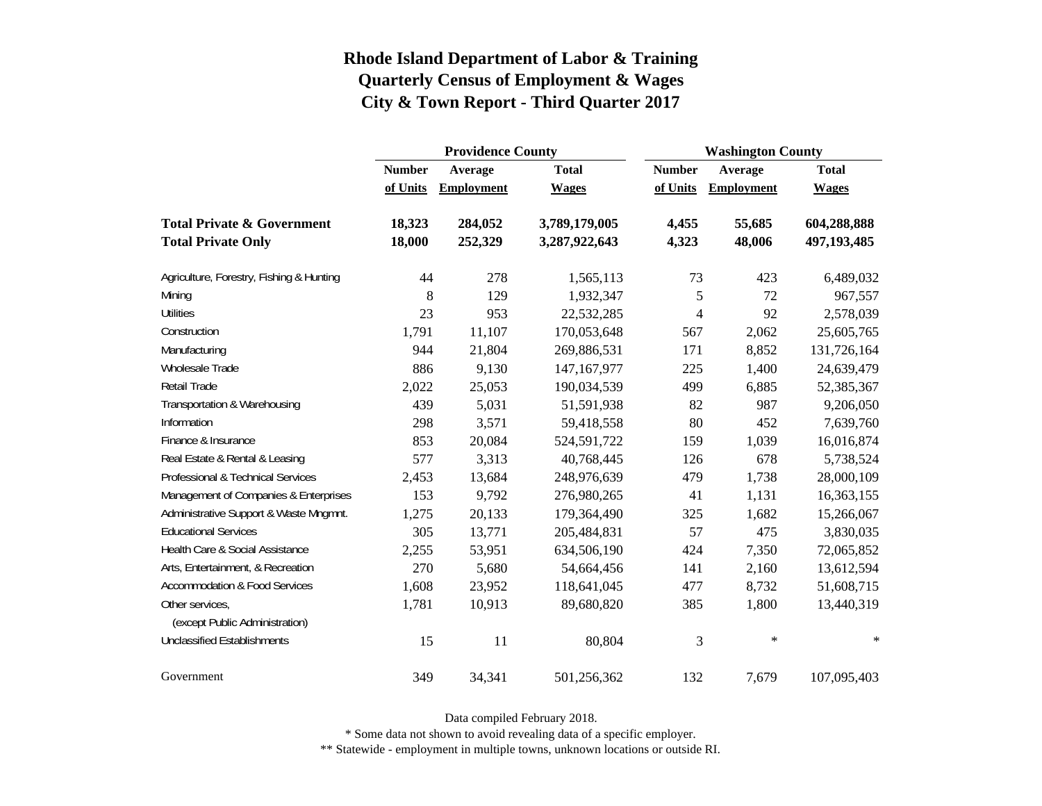# Rhode Island Department of Labor & Training
## Quarterly Census of Employment & Wages
## City & Town Report - Third Quarter 2017

| | Providence County | | | Washington County | | |
|---|---|---|---|---|---|---|
| | Number of Units | Average Employment | Total Wages | Number of Units | Average Employment | Total Wages |
| **Total Private & Government** | **18,323** | **284,052** | **3,789,179,005** | **4,455** | **55,685** | **604,288,888** |
| **Total Private Only** | **18,000** | **252,329** | **3,287,922,643** | **4,323** | **48,006** | **497,193,485** |
| Agriculture, Forestry, Fishing & Hunting | 44 | 278 | 1,565,113 | 73 | 423 | 6,489,032 |
| Mining | 8 | 129 | 1,932,347 | 5 | 72 | 967,557 |
| Utilities | 23 | 953 | 22,532,285 | 4 | 92 | 2,578,039 |
| Construction | 1,791 | 11,107 | 170,053,648 | 567 | 2,062 | 25,605,765 |
| Manufacturing | 944 | 21,804 | 269,886,531 | 171 | 8,852 | 131,726,164 |
| Wholesale Trade | 886 | 9,130 | 147,167,977 | 225 | 1,400 | 24,639,479 |
| Retail Trade | 2,022 | 25,053 | 190,034,539 | 499 | 6,885 | 52,385,367 |
| Transportation & Warehousing | 439 | 5,031 | 51,591,938 | 82 | 987 | 9,206,050 |
| Information | 298 | 3,571 | 59,418,558 | 80 | 452 | 7,639,760 |
| Finance & Insurance | 853 | 20,084 | 524,591,722 | 159 | 1,039 | 16,016,874 |
| Real Estate & Rental & Leasing | 577 | 3,313 | 40,768,445 | 126 | 678 | 5,738,524 |
| Professional & Technical Services | 2,453 | 13,684 | 248,976,639 | 479 | 1,738 | 28,000,109 |
| Management of Companies & Enterprises | 153 | 9,792 | 276,980,265 | 41 | 1,131 | 16,363,155 |
| Administrative Support & Waste Mngmnt. | 1,275 | 20,133 | 179,364,490 | 325 | 1,682 | 15,266,067 |
| Educational Services | 305 | 13,771 | 205,484,831 | 57 | 475 | 3,830,035 |
| Health Care & Social Assistance | 2,255 | 53,951 | 634,506,190 | 424 | 7,350 | 72,065,852 |
| Arts, Entertainment, & Recreation | 270 | 5,680 | 54,664,456 | 141 | 2,160 | 13,612,594 |
| Accommodation & Food Services | 1,608 | 23,952 | 118,641,045 | 477 | 8,732 | 51,608,715 |
| Other services, (except Public Administration) | 1,781 | 10,913 | 89,680,820 | 385 | 1,800 | 13,440,319 |
| Unclassified Establishments | 15 | 11 | 80,804 | 3 | * | * |
| Government | 349 | 34,341 | 501,256,362 | 132 | 7,679 | 107,095,403 |

Data compiled February 2018.

* Some data not shown to avoid revealing data of a specific employer.

** Statewide - employment in multiple towns, unknown locations or outside RI.